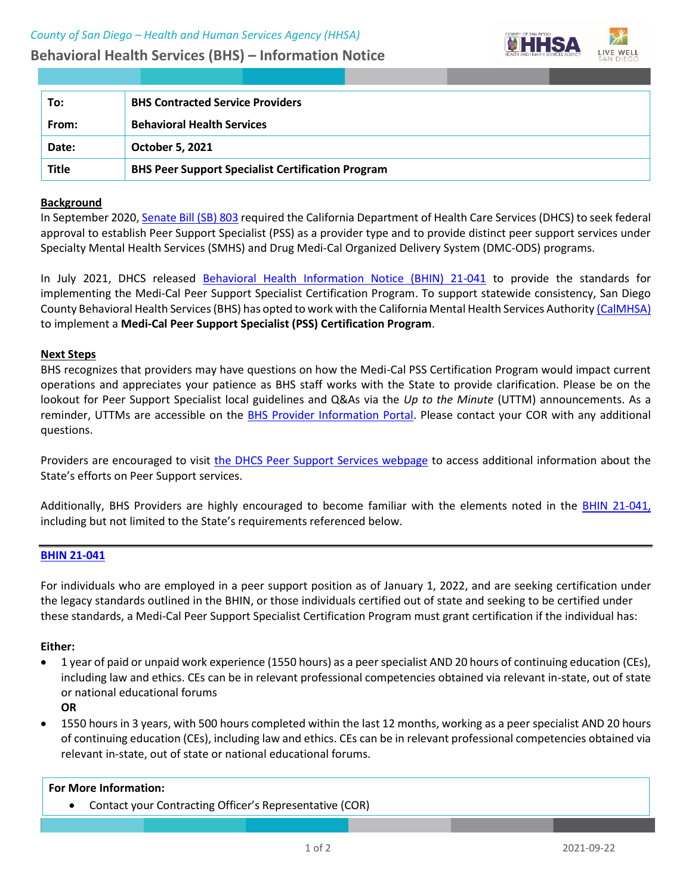County of San Diego – Health and Human Services Agency (HHSA)

# Behavioral Health Services (BHS) – Information Notice

| To: | BHS Contracted Service Providers |
|---|---|
| From: | Behavioral Health Services |
| Date: | October 5, 2021 |
| Title | BHS Peer Support Specialist Certification Program |

## Background

In September 2020, Senate Bill (SB) 803 required the California Department of Health Care Services (DHCS) to seek federal approval to establish Peer Support Specialist (PSS) as a provider type and to provide distinct peer support services under Specialty Mental Health Services (SMHS) and Drug Medi-Cal Organized Delivery System (DMC-ODS) programs.

In July 2021, DHCS released Behavioral Health Information Notice (BHIN) 21-041 to provide the standards for implementing the Medi-Cal Peer Support Specialist Certification Program. To support statewide consistency, San Diego County Behavioral Health Services (BHS) has opted to work with the California Mental Health Services Authority (CalMHSA) to implement a **Medi-Cal Peer Support Specialist (PSS) Certification Program**.

## Next Steps

BHS recognizes that providers may have questions on how the Medi-Cal PSS Certification Program would impact current operations and appreciates your patience as BHS staff works with the State to provide clarification. Please be on the lookout for Peer Support Specialist local guidelines and Q&As via the *Up to the Minute* (UTTM) announcements. As a reminder, UTTMs are accessible on the BHS Provider Information Portal. Please contact your COR with any additional questions.

Providers are encouraged to visit the DHCS Peer Support Services webpage to access additional information about the State's efforts on Peer Support services.

Additionally, BHS Providers are highly encouraged to become familiar with the elements noted in the BHIN 21-041, including but not limited to the State's requirements referenced below.

---

## BHIN 21-041

For individuals who are employed in a peer support position as of January 1, 2022, and are seeking certification under the legacy standards outlined in the BHIN, or those individuals certified out of state and seeking to be certified under these standards, a Medi-Cal Peer Support Specialist Certification Program must grant certification if the individual has:

**Either:**

- 1 year of paid or unpaid work experience (1550 hours) as a peer specialist AND 20 hours of continuing education (CEs), including law and ethics. CEs can be in relevant professional competencies obtained via relevant in-state, out of state or national educational forums

  **OR**
- 1550 hours in 3 years, with 500 hours completed within the last 12 months, working as a peer specialist AND 20 hours of continuing education (CEs), including law and ethics. CEs can be in relevant professional competencies obtained via relevant in-state, out of state or national educational forums.

**For More Information:**

- Contact your Contracting Officer's Representative (COR)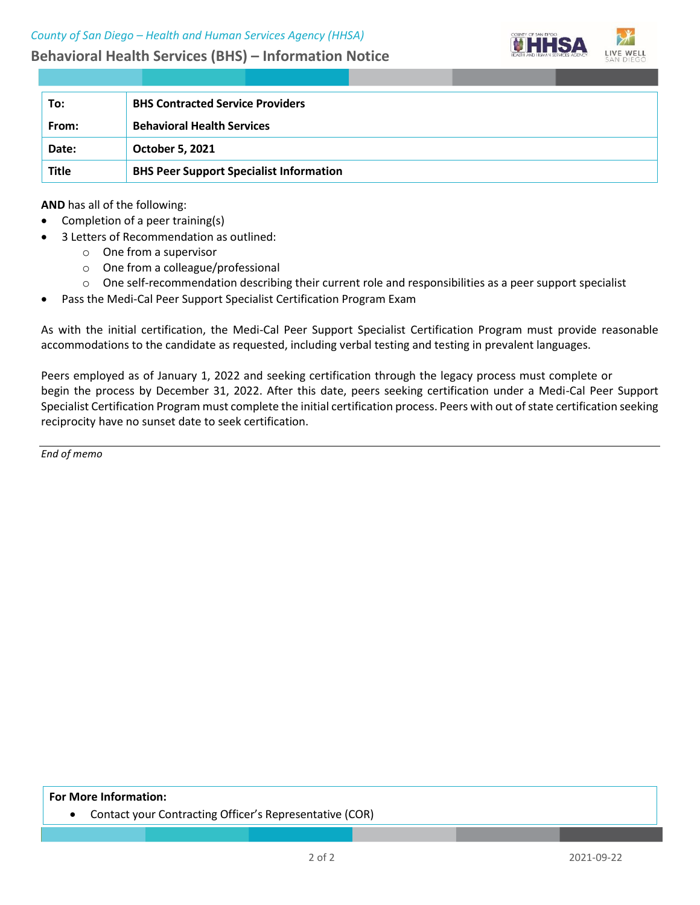| | |
|---|---|
| **To:** | **BHS Contracted Service Providers** |
| **From:** | **Behavioral Health Services** |
| **Date:** | **October 5, 2021** |
| **Title** | **BHS Peer Support Specialist Information** |

**AND** has all of the following:

- Completion of a peer training(s)
- 3 Letters of Recommendation as outlined:
  - One from a supervisor
  - One from a colleague/professional
  - One self-recommendation describing their current role and responsibilities as a peer support specialist
- Pass the Medi-Cal Peer Support Specialist Certification Program Exam

As with the initial certification, the Medi-Cal Peer Support Specialist Certification Program must provide reasonable accommodations to the candidate as requested, including verbal testing and testing in prevalent languages.

Peers employed as of January 1, 2022 and seeking certification through the legacy process must complete or begin the process by December 31, 2022. After this date, peers seeking certification under a Medi-Cal Peer Support Specialist Certification Program must complete the initial certification process. Peers with out of state certification seeking reciprocity have no sunset date to seek certification.

---

*End of memo*

**For More Information:**

- Contact your Contracting Officer's Representative (COR)